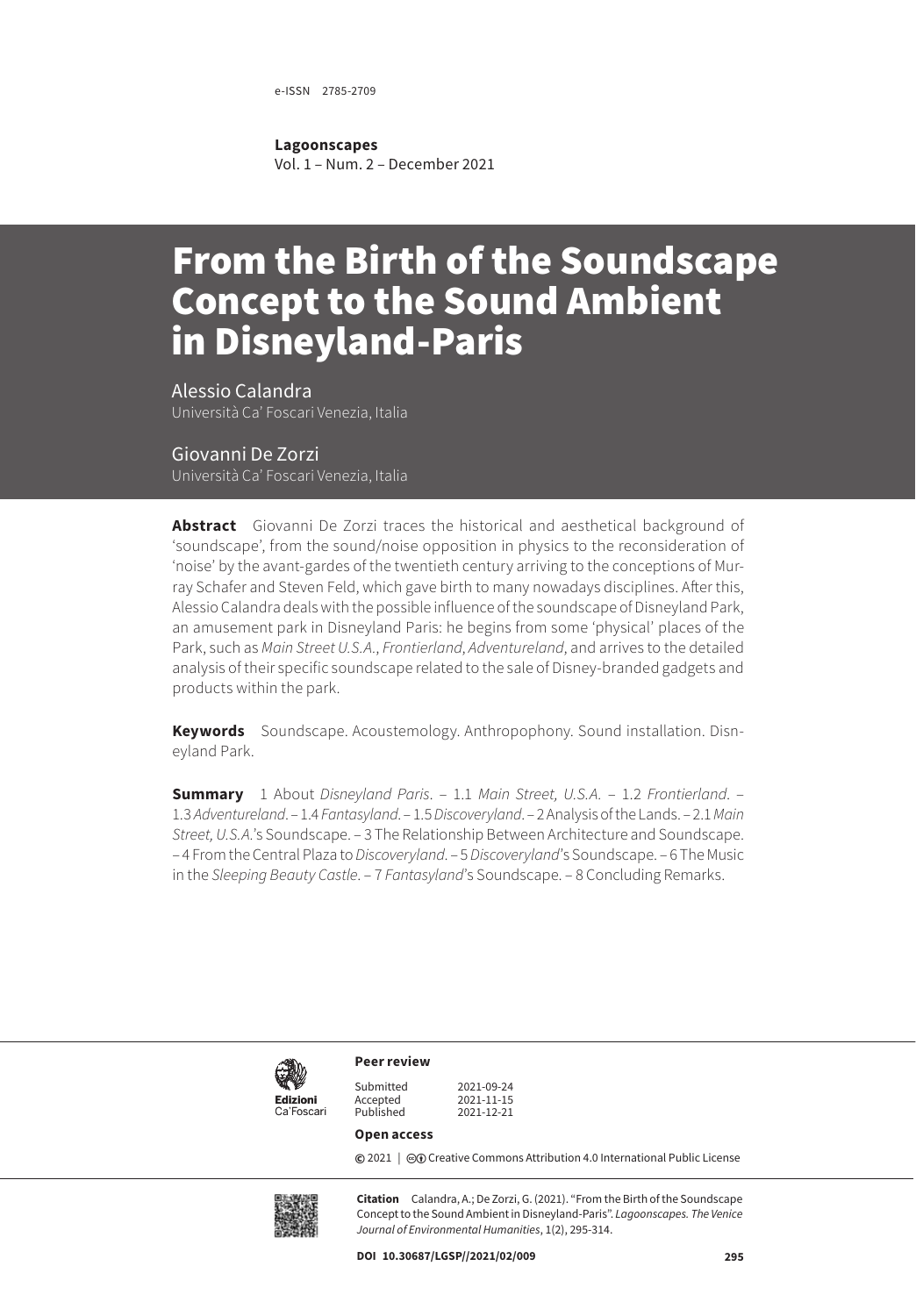e-ISSN 2785-2709

**Lagoonscapes**
Vol. 1 – Num. 2 – December 2021

# From the Birth of the Soundscape Concept to the Sound Ambient in Disneyland-Paris

Alessio Calandra
Università Ca' Foscari Venezia, Italia

Giovanni De Zorzi
Università Ca' Foscari Venezia, Italia

**Abstract** Giovanni De Zorzi traces the historical and aesthetical background of 'soundscape', from the sound/noise opposition in physics to the reconsideration of 'noise' by the avant-gardes of the twentieth century arriving to the conceptions of Murray Schafer and Steven Feld, which gave birth to many nowadays disciplines. After this, Alessio Calandra deals with the possible influence of the soundscape of Disneyland Park, an amusement park in Disneyland Paris: he begins from some 'physical' places of the Park, such as *Main Street U.S.A.*, *Frontierland*, *Adventureland*, and arrives to the detailed analysis of their specific soundscape related to the sale of Disney-branded gadgets and products within the park.

**Keywords** Soundscape. Acoustemology. Anthropophony. Sound installation. Disneyland Park.

**Summary** 1 About *Disneyland Paris*. – 1.1 *Main Street, U.S.A.* – 1.2 *Frontierland*. – 1.3 *Adventureland*. – 1.4 *Fantasyland*. – 1.5 *Discoveryland*. – 2 Analysis of the Lands. – 2.1 *Main Street, U.S.A.*'s Soundscape. – 3 The Relationship Between Architecture and Soundscape. – 4 From the Central Plaza to *Discoveryland*. – 5 *Discoveryland*'s Soundscape. – 6 The Music in the *Sleeping Beauty Castle*. – 7 *Fantasyland*'s Soundscape. – 8 Concluding Remarks.

Edizioni Ca'Foscari

**Peer review**

| | |
|---|---|
| Submitted | 2021-09-24 |
| Accepted | 2021-11-15 |
| Published | 2021-12-21 |

**Open access**

© 2021 | Creative Commons Attribution 4.0 International Public License

**Citation** Calandra, A.; De Zorzi, G. (2021). "From the Birth of the Soundscape Concept to the Sound Ambient in Disneyland-Paris". *Lagoonscapes. The Venice Journal of Environmental Humanities*, 1(2), 295-314.

**DOI** 10.30687/LGSP//2021/02/009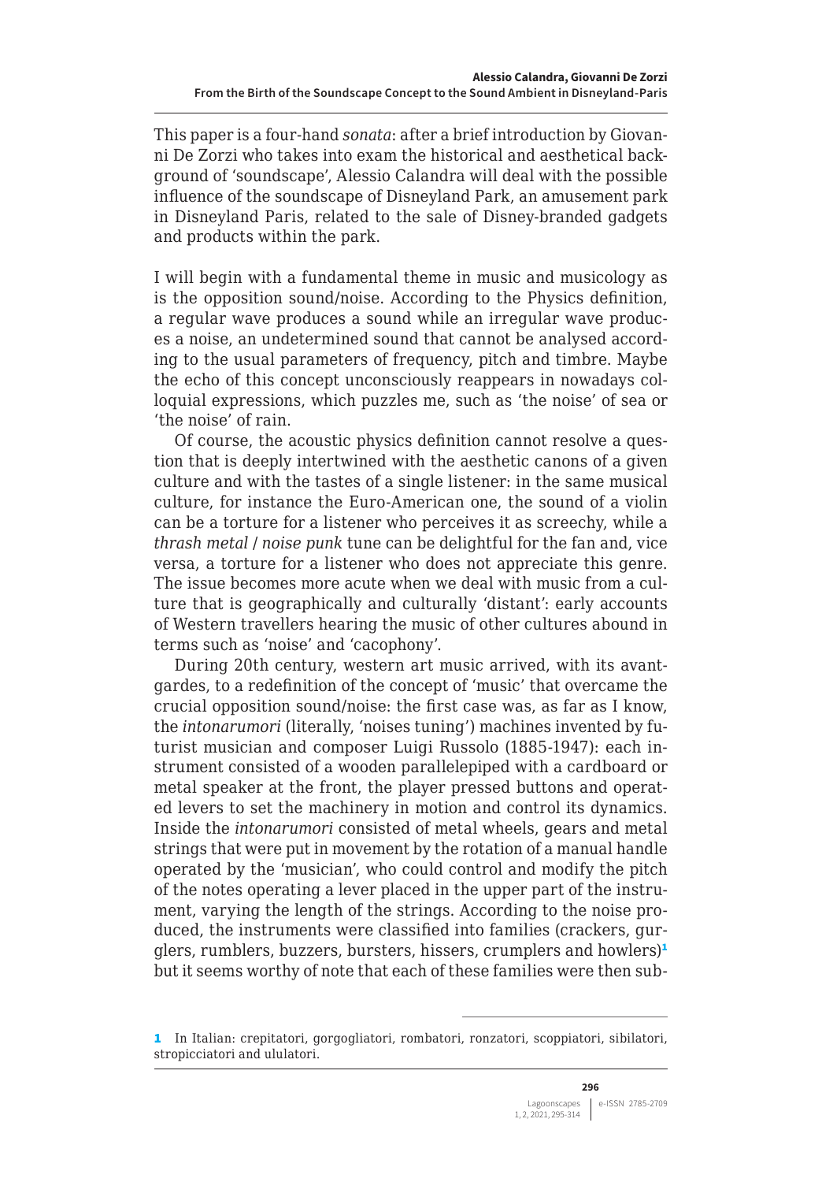This paper is a four-hand *sonata*: after a brief introduction by Giovanni De Zorzi who takes into exam the historical and aesthetical background of 'soundscape', Alessio Calandra will deal with the possible influence of the soundscape of Disneyland Park, an amusement park in Disneyland Paris, related to the sale of Disney-branded gadgets and products within the park.

I will begin with a fundamental theme in music and musicology as is the opposition sound/noise. According to the Physics definition, a regular wave produces a sound while an irregular wave produces a noise, an undetermined sound that cannot be analysed according to the usual parameters of frequency, pitch and timbre. Maybe the echo of this concept unconsciously reappears in nowadays colloquial expressions, which puzzles me, such as 'the noise' of sea or 'the noise' of rain.

Of course, the acoustic physics definition cannot resolve a question that is deeply intertwined with the aesthetic canons of a given culture and with the tastes of a single listener: in the same musical culture, for instance the Euro-American one, the sound of a violin can be a torture for a listener who perceives it as screechy, while a *thrash metal* / *noise punk* tune can be delightful for the fan and, vice versa, a torture for a listener who does not appreciate this genre. The issue becomes more acute when we deal with music from a culture that is geographically and culturally 'distant': early accounts of Western travellers hearing the music of other cultures abound in terms such as 'noise' and 'cacophony'.

During 20th century, western art music arrived, with its avant-gardes, to a redefinition of the concept of 'music' that overcame the crucial opposition sound/noise: the first case was, as far as I know, the *intonarumori* (literally, 'noises tuning') machines invented by futurist musician and composer Luigi Russolo (1885-1947): each instrument consisted of a wooden parallelepiped with a cardboard or metal speaker at the front, the player pressed buttons and operated levers to set the machinery in motion and control its dynamics. Inside the *intonarumori* consisted of metal wheels, gears and metal strings that were put in movement by the rotation of a manual handle operated by the 'musician', who could control and modify the pitch of the notes operating a lever placed in the upper part of the instrument, varying the length of the strings. According to the noise produced, the instruments were classified into families (crackers, gurglers, rumblers, buzzers, bursters, hissers, crumplers and howlers)[1] but it seems worthy of note that each of these families were then sub-

[1] In Italian: crepitatori, gorgogliatori, rombatori, ronzatori, scoppiatori, sibilatori, stropicciatori and ululatori.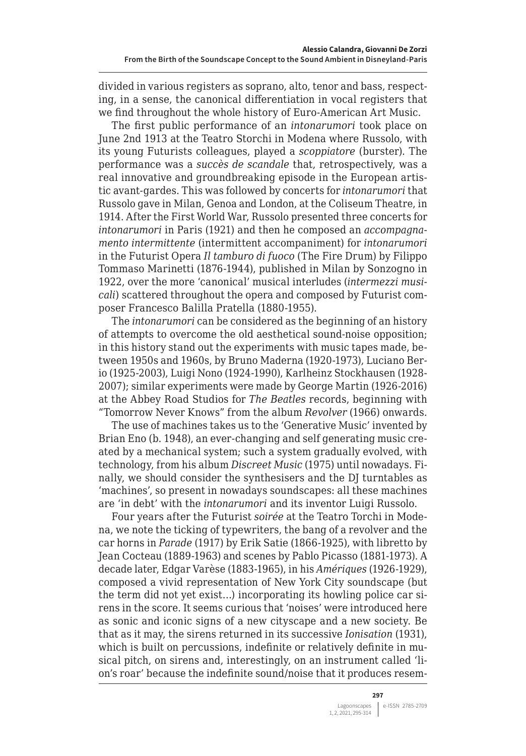divided in various registers as soprano, alto, tenor and bass, respecting, in a sense, the canonical differentiation in vocal registers that we find throughout the whole history of Euro-American Art Music.

The first public performance of an *intonarumori* took place on June 2nd 1913 at the Teatro Storchi in Modena where Russolo, with its young Futurists colleagues, played a *scoppiatore* (burster). The performance was a *succès de scandale* that, retrospectively, was a real innovative and groundbreaking episode in the European artistic avant-gardes. This was followed by concerts for *intonarumori* that Russolo gave in Milan, Genoa and London, at the Coliseum Theatre, in 1914. After the First World War, Russolo presented three concerts for *intonarumori* in Paris (1921) and then he composed an *accompagnamento intermittente* (intermittent accompaniment) for *intonarumori* in the Futurist Opera *Il tamburo di fuoco* (The Fire Drum) by Filippo Tommaso Marinetti (1876-1944), published in Milan by Sonzogno in 1922, over the more 'canonical' musical interludes (*intermezzi musicali*) scattered throughout the opera and composed by Futurist composer Francesco Balilla Pratella (1880-1955).

The *intonarumori* can be considered as the beginning of an history of attempts to overcome the old aesthetical sound-noise opposition; in this history stand out the experiments with music tapes made, between 1950s and 1960s, by Bruno Maderna (1920-1973), Luciano Berio (1925-2003), Luigi Nono (1924-1990), Karlheinz Stockhausen (1928-2007); similar experiments were made by George Martin (1926-2016) at the Abbey Road Studios for *The Beatles* records, beginning with "Tomorrow Never Knows" from the album *Revolver* (1966) onwards.

The use of machines takes us to the 'Generative Music' invented by Brian Eno (b. 1948), an ever-changing and self generating music created by a mechanical system; such a system gradually evolved, with technology, from his album *Discreet Music* (1975) until nowadays. Finally, we should consider the synthesisers and the DJ turntables as 'machines', so present in nowadays soundscapes: all these machines are 'in debt' with the *intonarumori* and its inventor Luigi Russolo.

Four years after the Futurist *soirée* at the Teatro Torchi in Modena, we note the ticking of typewriters, the bang of a revolver and the car horns in *Parade* (1917) by Erik Satie (1866-1925), with libretto by Jean Cocteau (1889-1963) and scenes by Pablo Picasso (1881-1973). A decade later, Edgar Varèse (1883-1965), in his *Amériques* (1926-1929), composed a vivid representation of New York City soundscape (but the term did not yet exist…) incorporating its howling police car sirens in the score. It seems curious that 'noises' were introduced here as sonic and iconic signs of a new cityscape and a new society. Be that as it may, the sirens returned in its successive *Ionisation* (1931), which is built on percussions, indefinite or relatively definite in musical pitch, on sirens and, interestingly, on an instrument called 'lion's roar' because the indefinite sound/noise that it produces resem-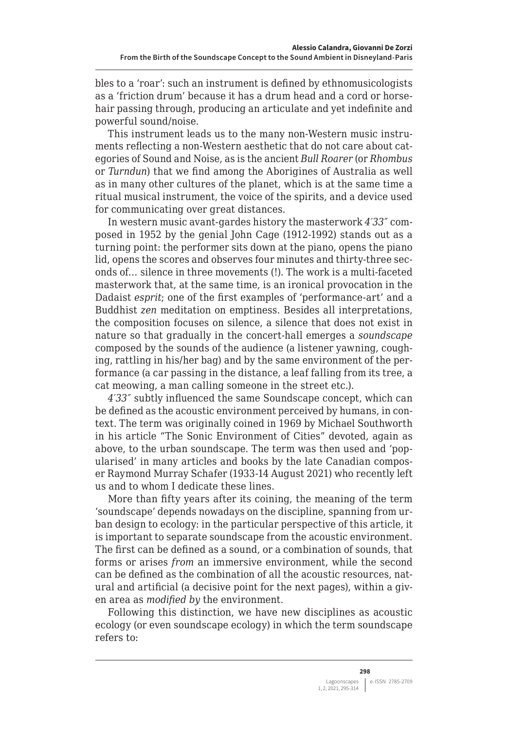bles to a 'roar': such an instrument is defined by ethnomusicologists as a 'friction drum' because it has a drum head and a cord or horsehair passing through, producing an articulate and yet indefinite and powerful sound/noise.

This instrument leads us to the many non-Western music instruments reflecting a non-Western aesthetic that do not care about categories of Sound and Noise, as is the ancient *Bull Roarer* (or *Rhombus* or *Turndun*) that we find among the Aborigines of Australia as well as in many other cultures of the planet, which is at the same time a ritual musical instrument, the voice of the spirits, and a device used for communicating over great distances.

In western music avant-gardes history the masterwork *4′33″* composed in 1952 by the genial John Cage (1912-1992) stands out as a turning point: the performer sits down at the piano, opens the piano lid, opens the scores and observes four minutes and thirty-three seconds of… silence in three movements (!). The work is a multi-faceted masterwork that, at the same time, is an ironical provocation in the Dadaist *esprit*; one of the first examples of 'performance-art' and a Buddhist *zen* meditation on emptiness. Besides all interpretations, the composition focuses on silence, a silence that does not exist in nature so that gradually in the concert-hall emerges a *soundscape* composed by the sounds of the audience (a listener yawning, coughing, rattling in his/her bag) and by the same environment of the performance (a car passing in the distance, a leaf falling from its tree, a cat meowing, a man calling someone in the street etc.).

*4′33″* subtly influenced the same Soundscape concept, which can be defined as the acoustic environment perceived by humans, in context. The term was originally coined in 1969 by Michael Southworth in his article "The Sonic Environment of Cities" devoted, again as above, to the urban soundscape. The term was then used and 'popularised' in many articles and books by the late Canadian composer Raymond Murray Schafer (1933-14 August 2021) who recently left us and to whom I dedicate these lines.

More than fifty years after its coining, the meaning of the term 'soundscape' depends nowadays on the discipline, spanning from urban design to ecology: in the particular perspective of this article, it is important to separate soundscape from the acoustic environment. The first can be defined as a sound, or a combination of sounds, that forms or arises *from* an immersive environment, while the second can be defined as the combination of all the acoustic resources, natural and artificial (a decisive point for the next pages), within a given area as *modified by* the environment.

Following this distinction, we have new disciplines as acoustic ecology (or even soundscape ecology) in which the term soundscape refers to: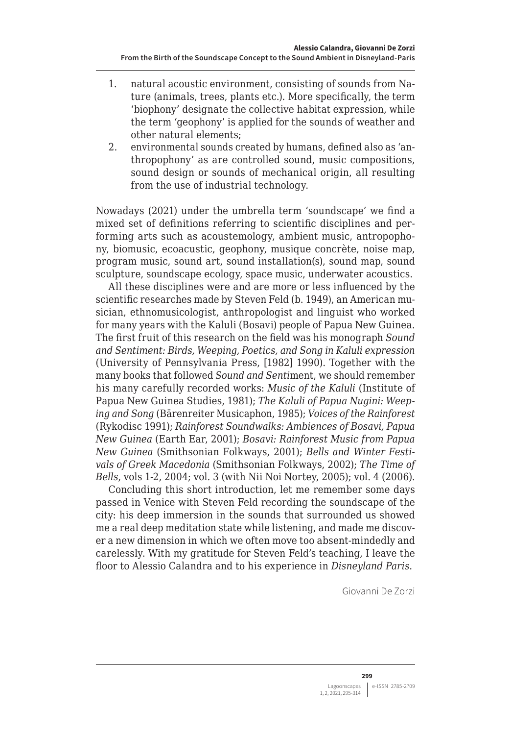1. natural acoustic environment, consisting of sounds from Nature (animals, trees, plants etc.). More specifically, the term 'biophony' designate the collective habitat expression, while the term 'geophony' is applied for the sounds of weather and other natural elements;
2. environmental sounds created by humans, defined also as 'anthropophony' as are controlled sound, music compositions, sound design or sounds of mechanical origin, all resulting from the use of industrial technology.

Nowadays (2021) under the umbrella term 'soundscape' we find a mixed set of definitions referring to scientific disciplines and performing arts such as acoustemology, ambient music, antropophony, biomusic, ecoacustic, geophony, musique concrète, noise map, program music, sound art, sound installation(s), sound map, sound sculpture, soundscape ecology, space music, underwater acoustics.

All these disciplines were and are more or less influenced by the scientific researches made by Steven Feld (b. 1949), an American musician, ethnomusicologist, anthropologist and linguist who worked for many years with the Kaluli (Bosavi) people of Papua New Guinea. The first fruit of this research on the field was his monograph *Sound and Sentiment: Birds, Weeping, Poetics, and Song in Kaluli expression* (University of Pennsylvania Press, [1982] 1990). Together with the many books that followed *Sound and Senti*ment, we should remember his many carefully recorded works: *Music of the Kaluli* (Institute of Papua New Guinea Studies, 1981); *The Kaluli of Papua Nugini: Weeping and Song* (Bärenreiter Musicaphon, 1985); *Voices of the Rainforest* (Rykodisc 1991); *Rainforest Soundwalks: Ambiences of Bosavi, Papua New Guinea* (Earth Ear, 2001); *Bosavi: Rainforest Music from Papua New Guinea* (Smithsonian Folkways, 2001); *Bells and Winter Festivals of Greek Macedonia* (Smithsonian Folkways, 2002); *The Time of Bells*, vols 1-2, 2004; vol. 3 (with Nii Noi Nortey, 2005); vol. 4 (2006).

Concluding this short introduction, let me remember some days passed in Venice with Steven Feld recording the soundscape of the city: his deep immersion in the sounds that surrounded us showed me a real deep meditation state while listening, and made me discover a new dimension in which we often move too absent-mindedly and carelessly. With my gratitude for Steven Feld's teaching, I leave the floor to Alessio Calandra and to his experience in *Disneyland Paris*.

Giovanni De Zorzi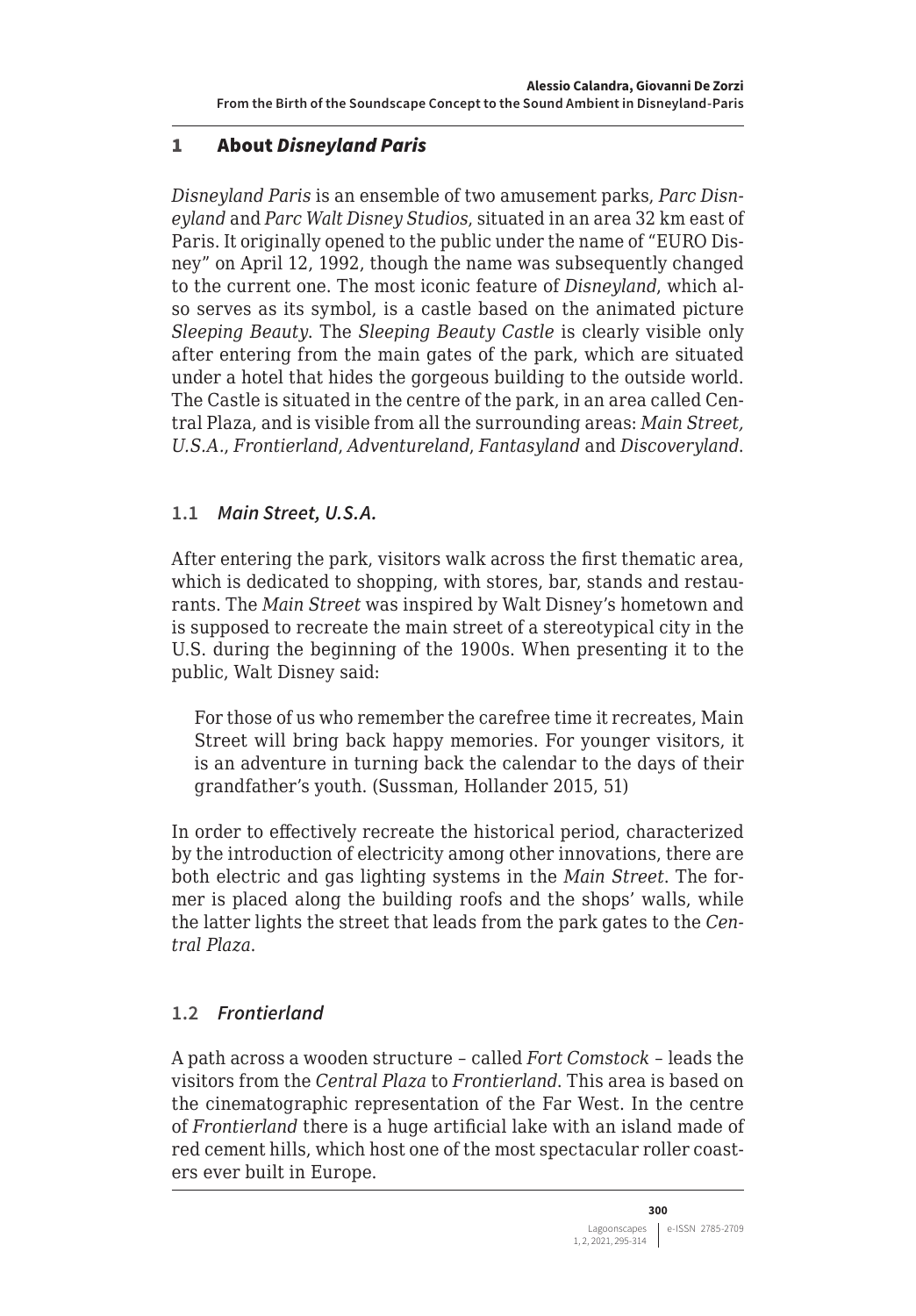## 1 About *Disneyland Paris*

*Disneyland Paris* is an ensemble of two amusement parks, *Parc Disneyland* and *Parc Walt Disney Studios*, situated in an area 32 km east of Paris. It originally opened to the public under the name of "EURO Disney" on April 12, 1992, though the name was subsequently changed to the current one. The most iconic feature of *Disneyland*, which also serves as its symbol, is a castle based on the animated picture *Sleeping Beauty*. The *Sleeping Beauty Castle* is clearly visible only after entering from the main gates of the park, which are situated under a hotel that hides the gorgeous building to the outside world. The Castle is situated in the centre of the park, in an area called Central Plaza, and is visible from all the surrounding areas: *Main Street, U.S.A.*, *Frontierland*, *Adventureland*, *Fantasyland* and *Discoveryland*.

### 1.1 *Main Street, U.S.A.*

After entering the park, visitors walk across the first thematic area, which is dedicated to shopping, with stores, bar, stands and restaurants. The *Main Street* was inspired by Walt Disney's hometown and is supposed to recreate the main street of a stereotypical city in the U.S. during the beginning of the 1900s. When presenting it to the public, Walt Disney said:

> For those of us who remember the carefree time it recreates, Main Street will bring back happy memories. For younger visitors, it is an adventure in turning back the calendar to the days of their grandfather's youth. (Sussman, Hollander 2015, 51)

In order to effectively recreate the historical period, characterized by the introduction of electricity among other innovations, there are both electric and gas lighting systems in the *Main Street*. The former is placed along the building roofs and the shops' walls, while the latter lights the street that leads from the park gates to the *Central Plaza*.

### 1.2 *Frontierland*

A path across a wooden structure – called *Fort Comstock* – leads the visitors from the *Central Plaza* to *Frontierland*. This area is based on the cinematographic representation of the Far West. In the centre of *Frontierland* there is a huge artificial lake with an island made of red cement hills, which host one of the most spectacular roller coasters ever built in Europe.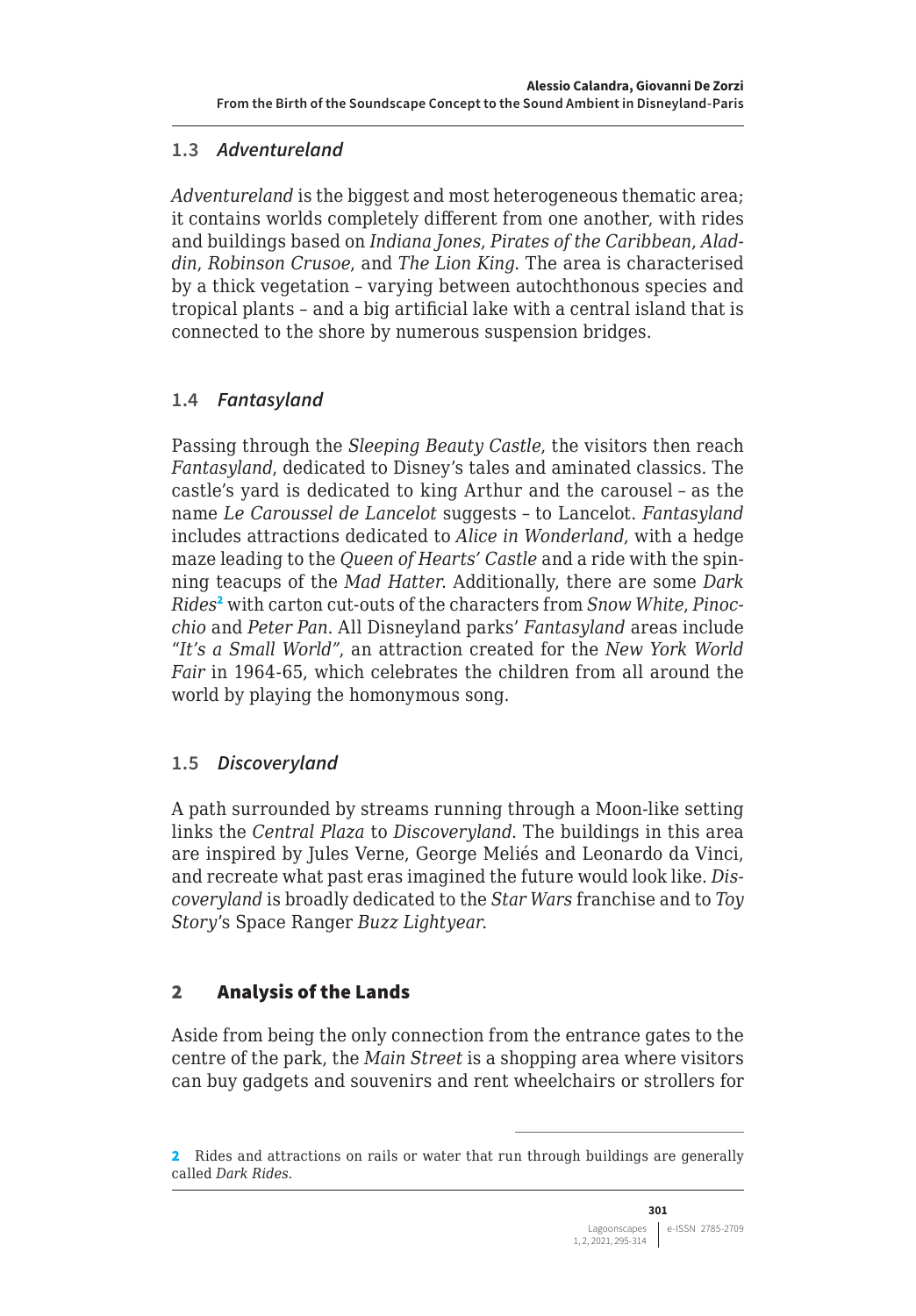### 1.3 *Adventureland*

*Adventureland* is the biggest and most heterogeneous thematic area; it contains worlds completely different from one another, with rides and buildings based on *Indiana Jones*, *Pirates of the Caribbean*, *Aladdin*, *Robinson Crusoe*, and *The Lion King*. The area is characterised by a thick vegetation – varying between autochthonous species and tropical plants – and a big artificial lake with a central island that is connected to the shore by numerous suspension bridges.

### 1.4 *Fantasyland*

Passing through the *Sleeping Beauty Castle*, the visitors then reach *Fantasyland*, dedicated to Disney's tales and aminated classics. The castle's yard is dedicated to king Arthur and the carousel – as the name *Le Caroussel de Lancelot* suggests – to Lancelot. *Fantasyland* includes attractions dedicated to *Alice in Wonderland*, with a hedge maze leading to the *Queen of Hearts' Castle* and a ride with the spinning teacups of the *Mad Hatter*. Additionally, there are some *Dark Rides*[2] with carton cut-outs of the characters from *Snow White*, *Pinocchio* and *Peter Pan*. All Disneyland parks' *Fantasyland* areas include *"It's a Small World"*, an attraction created for the *New York World Fair* in 1964-65, which celebrates the children from all around the world by playing the homonymous song.

### 1.5 *Discoveryland*

A path surrounded by streams running through a Moon-like setting links the *Central Plaza* to *Discoveryland*. The buildings in this area are inspired by Jules Verne, George Meliés and Leonardo da Vinci, and recreate what past eras imagined the future would look like. *Discoveryland* is broadly dedicated to the *Star Wars* franchise and to *Toy Story*'s Space Ranger *Buzz Lightyear*.

## 2 Analysis of the Lands

Aside from being the only connection from the entrance gates to the centre of the park, the *Main Street* is a shopping area where visitors can buy gadgets and souvenirs and rent wheelchairs or strollers for

---

[2] Rides and attractions on rails or water that run through buildings are generally called *Dark Rides*.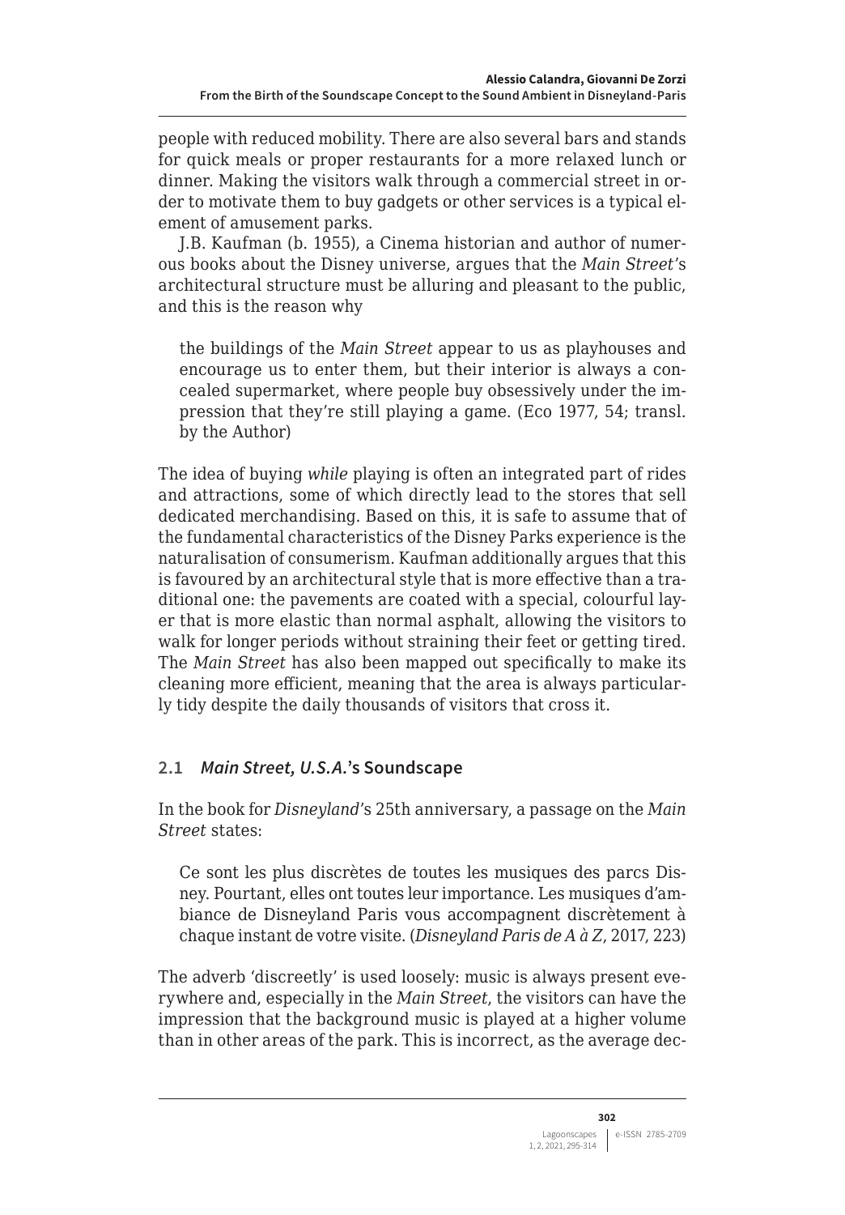people with reduced mobility. There are also several bars and stands for quick meals or proper restaurants for a more relaxed lunch or dinner. Making the visitors walk through a commercial street in order to motivate them to buy gadgets or other services is a typical element of amusement parks.

J.B. Kaufman (b. 1955), a Cinema historian and author of numerous books about the Disney universe, argues that the *Main Street*'s architectural structure must be alluring and pleasant to the public, and this is the reason why

> the buildings of the *Main Street* appear to us as playhouses and encourage us to enter them, but their interior is always a concealed supermarket, where people buy obsessively under the impression that they're still playing a game. (Eco 1977, 54; transl. by the Author)

The idea of buying *while* playing is often an integrated part of rides and attractions, some of which directly lead to the stores that sell dedicated merchandising. Based on this, it is safe to assume that of the fundamental characteristics of the Disney Parks experience is the naturalisation of consumerism. Kaufman additionally argues that this is favoured by an architectural style that is more effective than a traditional one: the pavements are coated with a special, colourful layer that is more elastic than normal asphalt, allowing the visitors to walk for longer periods without straining their feet or getting tired. The *Main Street* has also been mapped out specifically to make its cleaning more efficient, meaning that the area is always particularly tidy despite the daily thousands of visitors that cross it.

### 2.1 *Main Street, U.S.A.*'s Soundscape

In the book for *Disneyland*'s 25th anniversary, a passage on the *Main Street* states:

> Ce sont les plus discrètes de toutes les musiques des parcs Disney. Pourtant, elles ont toutes leur importance. Les musiques d'ambiance de Disneyland Paris vous accompagnent discrètement à chaque instant de votre visite. (*Disneyland Paris de A à Z*, 2017, 223)

The adverb 'discreetly' is used loosely: music is always present everywhere and, especially in the *Main Street*, the visitors can have the impression that the background music is played at a higher volume than in other areas of the park. This is incorrect, as the average dec-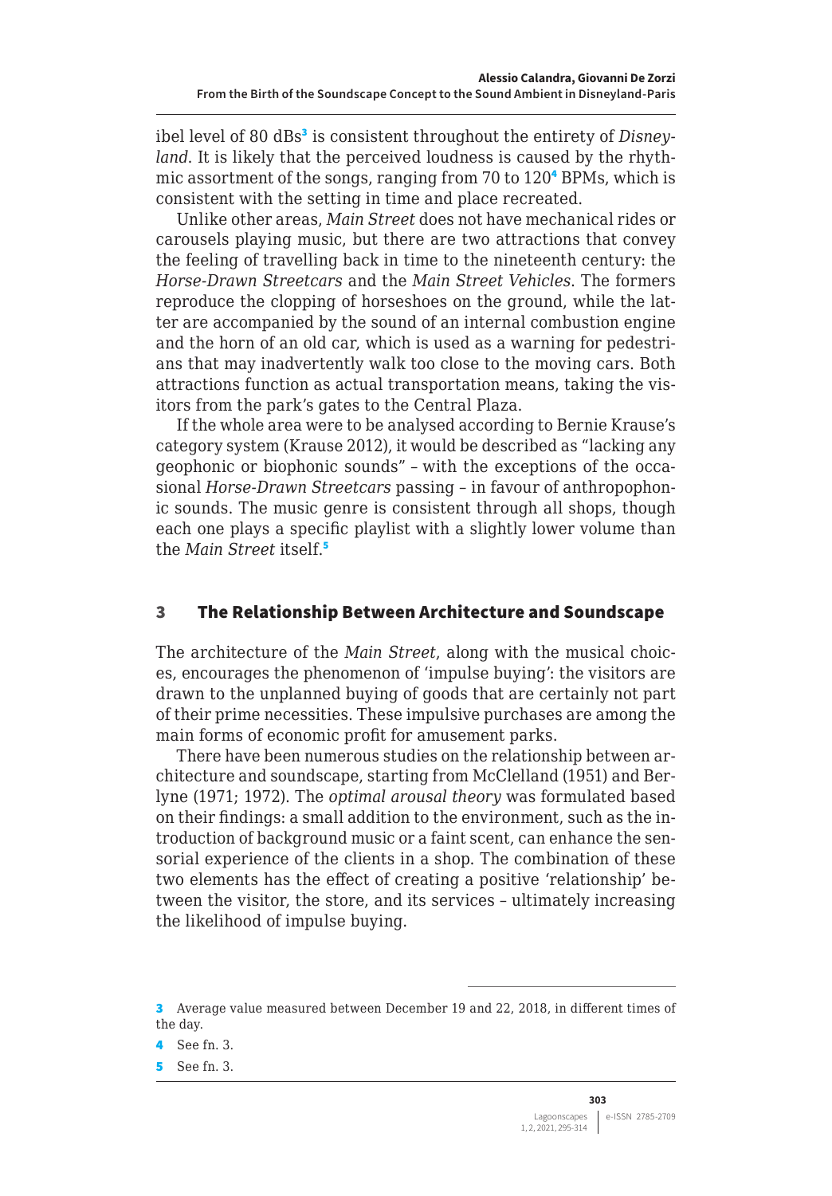ibel level of 80 dBs[3] is consistent throughout the entirety of *Disneyland*. It is likely that the perceived loudness is caused by the rhythmic assortment of the songs, ranging from 70 to 120[4] BPMs, which is consistent with the setting in time and place recreated.

Unlike other areas, *Main Street* does not have mechanical rides or carousels playing music, but there are two attractions that convey the feeling of travelling back in time to the nineteenth century: the *Horse-Drawn Streetcars* and the *Main Street Vehicles*. The formers reproduce the clopping of horseshoes on the ground, while the latter are accompanied by the sound of an internal combustion engine and the horn of an old car, which is used as a warning for pedestrians that may inadvertently walk too close to the moving cars. Both attractions function as actual transportation means, taking the visitors from the park's gates to the Central Plaza.

If the whole area were to be analysed according to Bernie Krause's category system (Krause 2012), it would be described as "lacking any geophonic or biophonic sounds" – with the exceptions of the occasional *Horse-Drawn Streetcars* passing – in favour of anthropophonic sounds. The music genre is consistent through all shops, though each one plays a specific playlist with a slightly lower volume than the *Main Street* itself.[5]

## 3 The Relationship Between Architecture and Soundscape

The architecture of the *Main Street*, along with the musical choices, encourages the phenomenon of 'impulse buying': the visitors are drawn to the unplanned buying of goods that are certainly not part of their prime necessities. These impulsive purchases are among the main forms of economic profit for amusement parks.

There have been numerous studies on the relationship between architecture and soundscape, starting from McClelland (1951) and Berlyne (1971; 1972). The *optimal arousal theory* was formulated based on their findings: a small addition to the environment, such as the introduction of background music or a faint scent, can enhance the sensorial experience of the clients in a shop. The combination of these two elements has the effect of creating a positive 'relationship' between the visitor, the store, and its services – ultimately increasing the likelihood of impulse buying.

---

3 Average value measured between December 19 and 22, 2018, in different times of the day.

4 See fn. 3.

5 See fn. 3.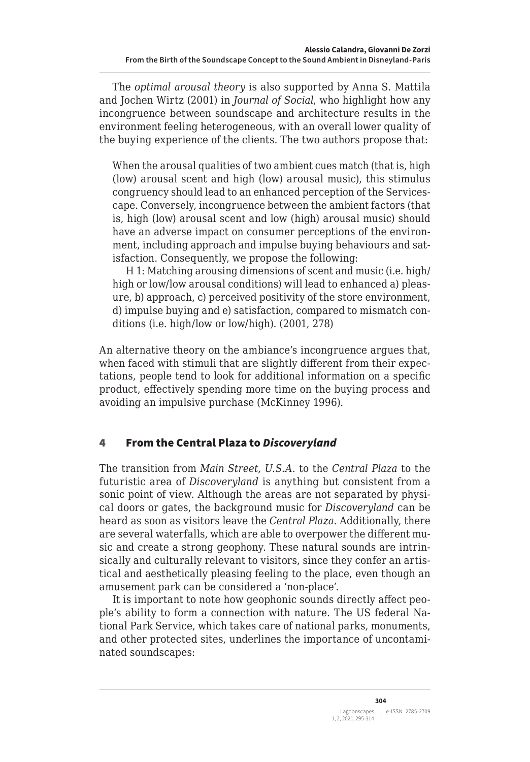The *optimal arousal theory* is also supported by Anna S. Mattila and Jochen Wirtz (2001) in *Journal of Social*, who highlight how any incongruence between soundscape and architecture results in the environment feeling heterogeneous, with an overall lower quality of the buying experience of the clients. The two authors propose that:

> When the arousal qualities of two ambient cues match (that is, high (low) arousal scent and high (low) arousal music), this stimulus congruency should lead to an enhanced perception of the Servicescape. Conversely, incongruence between the ambient factors (that is, high (low) arousal scent and low (high) arousal music) should have an adverse impact on consumer perceptions of the environment, including approach and impulse buying behaviours and satisfaction. Consequently, we propose the following:
>
> H 1: Matching arousing dimensions of scent and music (i.e. high/high or low/low arousal conditions) will lead to enhanced a) pleasure, b) approach, c) perceived positivity of the store environment, d) impulse buying and e) satisfaction, compared to mismatch conditions (i.e. high/low or low/high). (2001, 278)

An alternative theory on the ambiance's incongruence argues that, when faced with stimuli that are slightly different from their expectations, people tend to look for additional information on a specific product, effectively spending more time on the buying process and avoiding an impulsive purchase (McKinney 1996).

## 4 From the Central Plaza to *Discoveryland*

The transition from *Main Street, U.S.A.* to the *Central Plaza* to the futuristic area of *Discoveryland* is anything but consistent from a sonic point of view. Although the areas are not separated by physical doors or gates, the background music for *Discoveryland* can be heard as soon as visitors leave the *Central Plaza*. Additionally, there are several waterfalls, which are able to overpower the different music and create a strong geophony. These natural sounds are intrinsically and culturally relevant to visitors, since they confer an artistical and aesthetically pleasing feeling to the place, even though an amusement park can be considered a 'non-place'.

It is important to note how geophonic sounds directly affect people's ability to form a connection with nature. The US federal National Park Service, which takes care of national parks, monuments, and other protected sites, underlines the importance of uncontaminated soundscapes: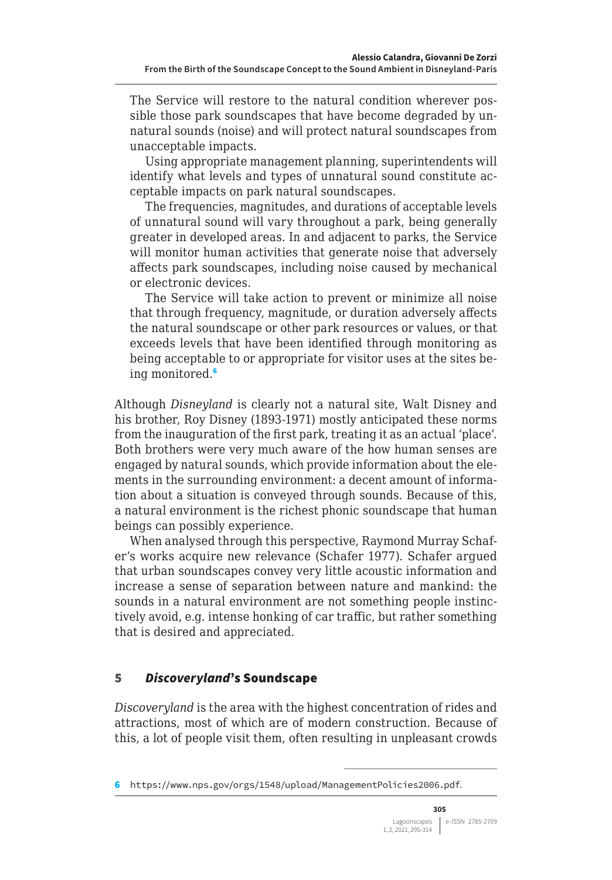> The Service will restore to the natural condition wherever possible those park soundscapes that have become degraded by unnatural sounds (noise) and will protect natural soundscapes from unacceptable impacts.
>
> Using appropriate management planning, superintendents will identify what levels and types of unnatural sound constitute acceptable impacts on park natural soundscapes.
>
> The frequencies, magnitudes, and durations of acceptable levels of unnatural sound will vary throughout a park, being generally greater in developed areas. In and adjacent to parks, the Service will monitor human activities that generate noise that adversely affects park soundscapes, including noise caused by mechanical or electronic devices.
>
> The Service will take action to prevent or minimize all noise that through frequency, magnitude, or duration adversely affects the natural soundscape or other park resources or values, or that exceeds levels that have been identified through monitoring as being acceptable to or appropriate for visitor uses at the sites being monitored.[6]

Although *Disneyland* is clearly not a natural site, Walt Disney and his brother, Roy Disney (1893-1971) mostly anticipated these norms from the inauguration of the first park, treating it as an actual 'place'. Both brothers were very much aware of the how human senses are engaged by natural sounds, which provide information about the elements in the surrounding environment: a decent amount of information about a situation is conveyed through sounds. Because of this, a natural environment is the richest phonic soundscape that human beings can possibly experience.

When analysed through this perspective, Raymond Murray Schafer's works acquire new relevance (Schafer 1977). Schafer argued that urban soundscapes convey very little acoustic information and increase a sense of separation between nature and mankind: the sounds in a natural environment are not something people instinctively avoid, e.g. intense honking of car traffic, but rather something that is desired and appreciated.

## 5 *Discoveryland*'s Soundscape

*Discoveryland* is the area with the highest concentration of rides and attractions, most of which are of modern construction. Because of this, a lot of people visit them, often resulting in unpleasant crowds

---

6 https://www.nps.gov/orgs/1548/upload/ManagementPolicies2006.pdf.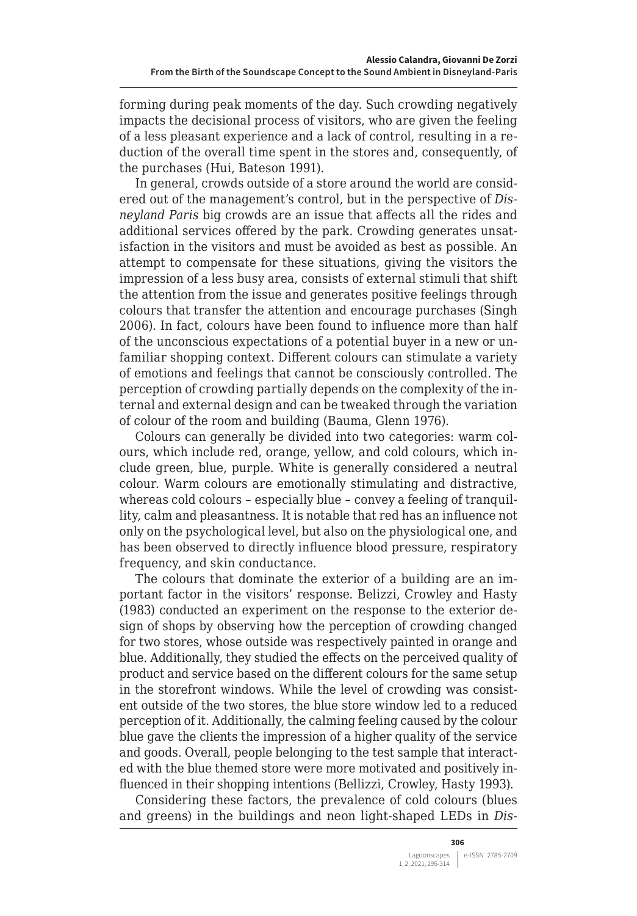forming during peak moments of the day. Such crowding negatively impacts the decisional process of visitors, who are given the feeling of a less pleasant experience and a lack of control, resulting in a reduction of the overall time spent in the stores and, consequently, of the purchases (Hui, Bateson 1991).

In general, crowds outside of a store around the world are considered out of the management's control, but in the perspective of *Disneyland Paris* big crowds are an issue that affects all the rides and additional services offered by the park. Crowding generates unsatisfaction in the visitors and must be avoided as best as possible. An attempt to compensate for these situations, giving the visitors the impression of a less busy area, consists of external stimuli that shift the attention from the issue and generates positive feelings through colours that transfer the attention and encourage purchases (Singh 2006). In fact, colours have been found to influence more than half of the unconscious expectations of a potential buyer in a new or unfamiliar shopping context. Different colours can stimulate a variety of emotions and feelings that cannot be consciously controlled. The perception of crowding partially depends on the complexity of the internal and external design and can be tweaked through the variation of colour of the room and building (Bauma, Glenn 1976).

Colours can generally be divided into two categories: warm colours, which include red, orange, yellow, and cold colours, which include green, blue, purple. White is generally considered a neutral colour. Warm colours are emotionally stimulating and distractive, whereas cold colours – especially blue – convey a feeling of tranquillity, calm and pleasantness. It is notable that red has an influence not only on the psychological level, but also on the physiological one, and has been observed to directly influence blood pressure, respiratory frequency, and skin conductance.

The colours that dominate the exterior of a building are an important factor in the visitors' response. Belizzi, Crowley and Hasty (1983) conducted an experiment on the response to the exterior design of shops by observing how the perception of crowding changed for two stores, whose outside was respectively painted in orange and blue. Additionally, they studied the effects on the perceived quality of product and service based on the different colours for the same setup in the storefront windows. While the level of crowding was consistent outside of the two stores, the blue store window led to a reduced perception of it. Additionally, the calming feeling caused by the colour blue gave the clients the impression of a higher quality of the service and goods. Overall, people belonging to the test sample that interacted with the blue themed store were more motivated and positively influenced in their shopping intentions (Bellizzi, Crowley, Hasty 1993).

Considering these factors, the prevalence of cold colours (blues and greens) in the buildings and neon light-shaped LEDs in *Dis-*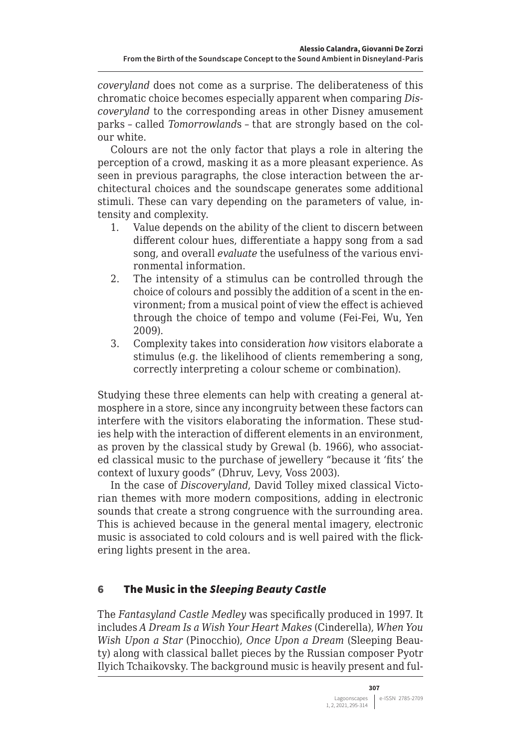*coveryland* does not come as a surprise. The deliberateness of this chromatic choice becomes especially apparent when comparing *Discoveryland* to the corresponding areas in other Disney amusement parks – called *Tomorrowland*s – that are strongly based on the colour white.

Colours are not the only factor that plays a role in altering the perception of a crowd, masking it as a more pleasant experience. As seen in previous paragraphs, the close interaction between the architectural choices and the soundscape generates some additional stimuli. These can vary depending on the parameters of value, intensity and complexity.

1. Value depends on the ability of the client to discern between different colour hues, differentiate a happy song from a sad song, and overall *evaluate* the usefulness of the various environmental information.
2. The intensity of a stimulus can be controlled through the choice of colours and possibly the addition of a scent in the environment; from a musical point of view the effect is achieved through the choice of tempo and volume (Fei-Fei, Wu, Yen 2009).
3. Complexity takes into consideration *how* visitors elaborate a stimulus (e.g. the likelihood of clients remembering a song, correctly interpreting a colour scheme or combination).

Studying these three elements can help with creating a general atmosphere in a store, since any incongruity between these factors can interfere with the visitors elaborating the information. These studies help with the interaction of different elements in an environment, as proven by the classical study by Grewal (b. 1966), who associated classical music to the purchase of jewellery "because it 'fits' the context of luxury goods" (Dhruv, Levy, Voss 2003).

In the case of *Discoveryland*, David Tolley mixed classical Victorian themes with more modern compositions, adding in electronic sounds that create a strong congruence with the surrounding area. This is achieved because in the general mental imagery, electronic music is associated to cold colours and is well paired with the flickering lights present in the area.

## 6 The Music in the *Sleeping Beauty Castle*

The *Fantasyland Castle Medley* was specifically produced in 1997. It includes *A Dream Is a Wish Your Heart Makes* (Cinderella), *When You Wish Upon a Star* (Pinocchio), *Once Upon a Dream* (Sleeping Beauty) along with classical ballet pieces by the Russian composer Pyotr Ilyich Tchaikovsky. The background music is heavily present and ful-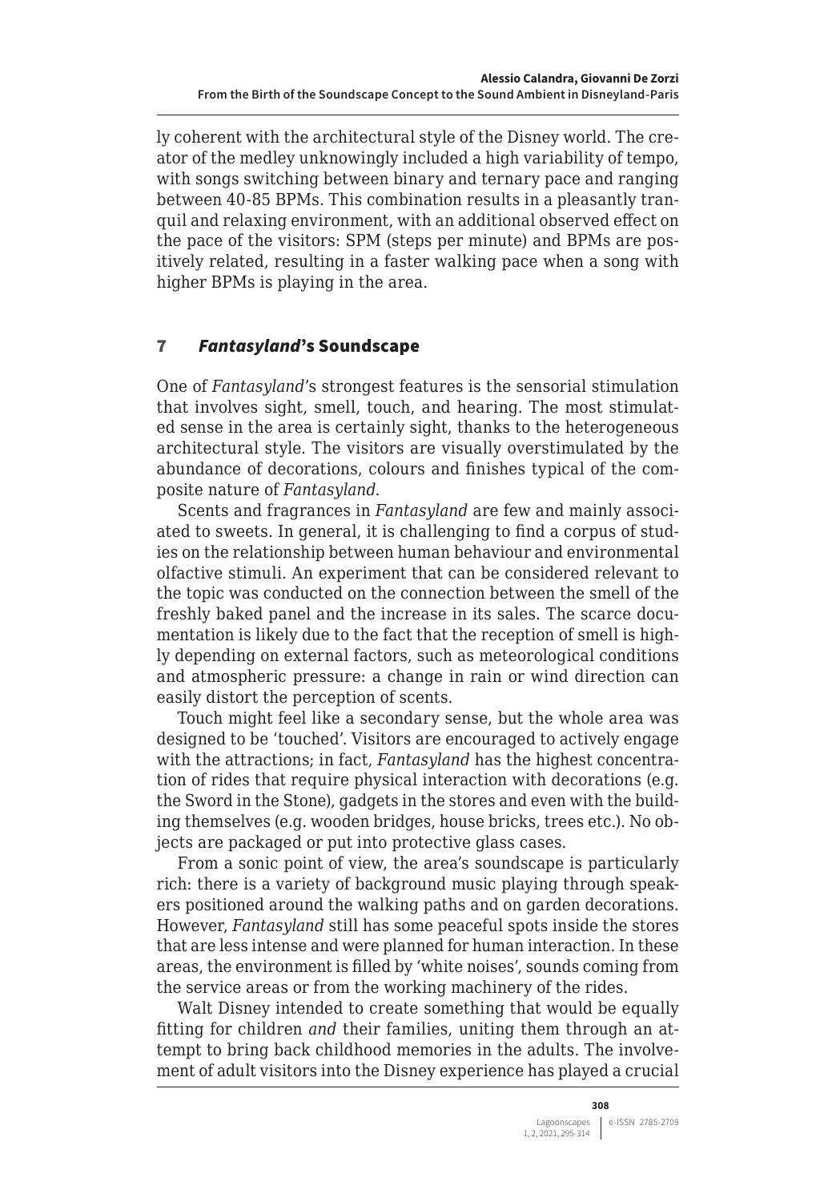ly coherent with the architectural style of the Disney world. The creator of the medley unknowingly included a high variability of tempo, with songs switching between binary and ternary pace and ranging between 40-85 BPMs. This combination results in a pleasantly tranquil and relaxing environment, with an additional observed effect on the pace of the visitors: SPM (steps per minute) and BPMs are positively related, resulting in a faster walking pace when a song with higher BPMs is playing in the area.

## 7 *Fantasyland*'s Soundscape

One of *Fantasyland*'s strongest features is the sensorial stimulation that involves sight, smell, touch, and hearing. The most stimulated sense in the area is certainly sight, thanks to the heterogeneous architectural style. The visitors are visually overstimulated by the abundance of decorations, colours and finishes typical of the composite nature of *Fantasyland*.

Scents and fragrances in *Fantasyland* are few and mainly associated to sweets. In general, it is challenging to find a corpus of studies on the relationship between human behaviour and environmental olfactive stimuli. An experiment that can be considered relevant to the topic was conducted on the connection between the smell of the freshly baked panel and the increase in its sales. The scarce documentation is likely due to the fact that the reception of smell is highly depending on external factors, such as meteorological conditions and atmospheric pressure: a change in rain or wind direction can easily distort the perception of scents.

Touch might feel like a secondary sense, but the whole area was designed to be 'touched'. Visitors are encouraged to actively engage with the attractions; in fact, *Fantasyland* has the highest concentration of rides that require physical interaction with decorations (e.g. the Sword in the Stone), gadgets in the stores and even with the building themselves (e.g. wooden bridges, house bricks, trees etc.). No objects are packaged or put into protective glass cases.

From a sonic point of view, the area's soundscape is particularly rich: there is a variety of background music playing through speakers positioned around the walking paths and on garden decorations. However, *Fantasyland* still has some peaceful spots inside the stores that are less intense and were planned for human interaction. In these areas, the environment is filled by 'white noises', sounds coming from the service areas or from the working machinery of the rides.

Walt Disney intended to create something that would be equally fitting for children *and* their families, uniting them through an attempt to bring back childhood memories in the adults. The involvement of adult visitors into the Disney experience has played a crucial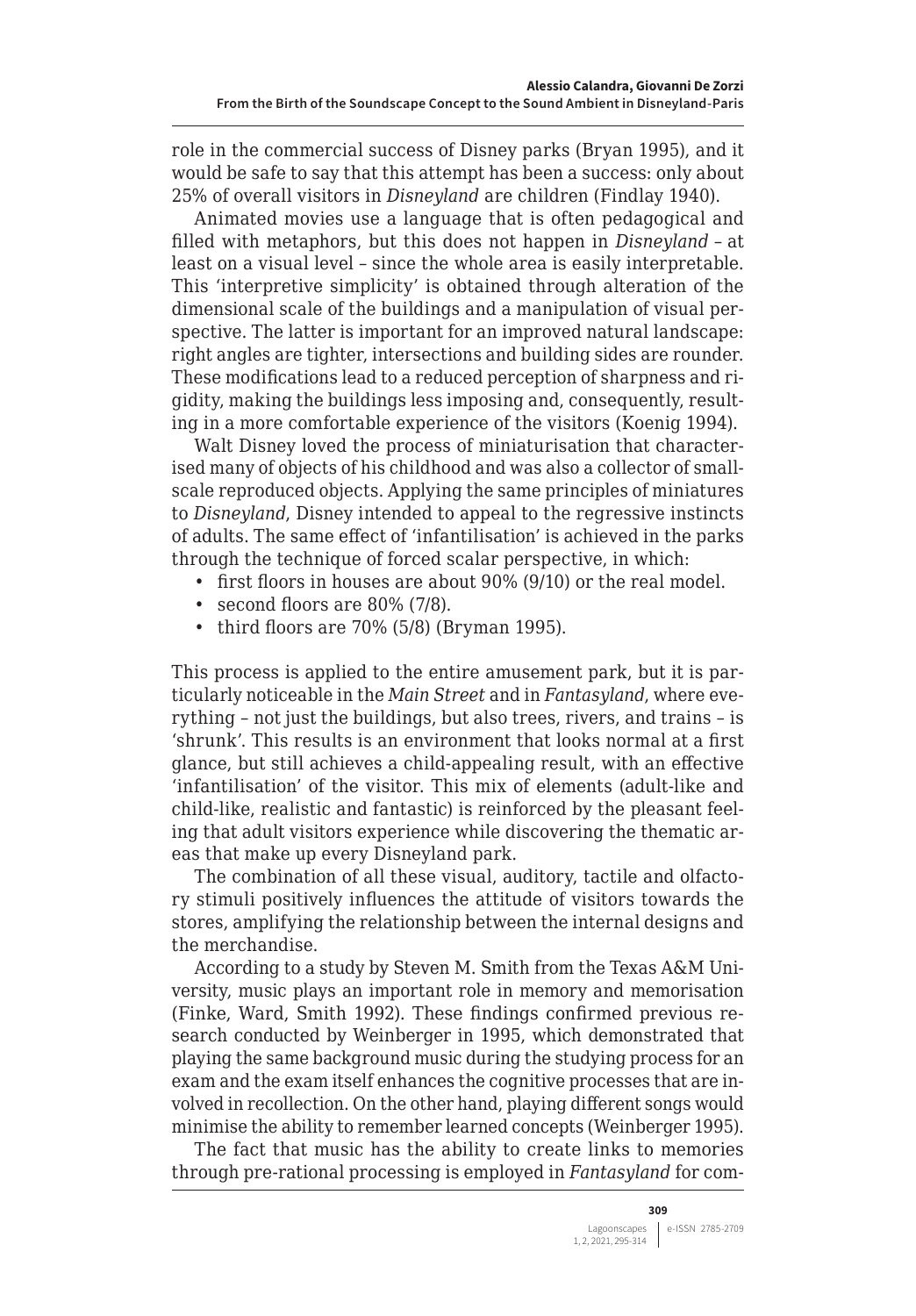role in the commercial success of Disney parks (Bryan 1995), and it would be safe to say that this attempt has been a success: only about 25% of overall visitors in *Disneyland* are children (Findlay 1940).

Animated movies use a language that is often pedagogical and filled with metaphors, but this does not happen in *Disneyland* – at least on a visual level – since the whole area is easily interpretable. This 'interpretive simplicity' is obtained through alteration of the dimensional scale of the buildings and a manipulation of visual perspective. The latter is important for an improved natural landscape: right angles are tighter, intersections and building sides are rounder. These modifications lead to a reduced perception of sharpness and rigidity, making the buildings less imposing and, consequently, resulting in a more comfortable experience of the visitors (Koenig 1994).

Walt Disney loved the process of miniaturisation that characterised many of objects of his childhood and was also a collector of small-scale reproduced objects. Applying the same principles of miniatures to *Disneyland*, Disney intended to appeal to the regressive instincts of adults. The same effect of 'infantilisation' is achieved in the parks through the technique of forced scalar perspective, in which:

- first floors in houses are about 90% (9/10) or the real model.
- second floors are 80% (7/8).
- third floors are 70% (5/8) (Bryman 1995).

This process is applied to the entire amusement park, but it is particularly noticeable in the *Main Street* and in *Fantasyland*, where everything – not just the buildings, but also trees, rivers, and trains – is 'shrunk'. This results is an environment that looks normal at a first glance, but still achieves a child-appealing result, with an effective 'infantilisation' of the visitor. This mix of elements (adult-like and child-like, realistic and fantastic) is reinforced by the pleasant feeling that adult visitors experience while discovering the thematic areas that make up every Disneyland park.

The combination of all these visual, auditory, tactile and olfactory stimuli positively influences the attitude of visitors towards the stores, amplifying the relationship between the internal designs and the merchandise.

According to a study by Steven M. Smith from the Texas A&M University, music plays an important role in memory and memorisation (Finke, Ward, Smith 1992). These findings confirmed previous research conducted by Weinberger in 1995, which demonstrated that playing the same background music during the studying process for an exam and the exam itself enhances the cognitive processes that are involved in recollection. On the other hand, playing different songs would minimise the ability to remember learned concepts (Weinberger 1995).

The fact that music has the ability to create links to memories through pre-rational processing is employed in *Fantasyland* for com-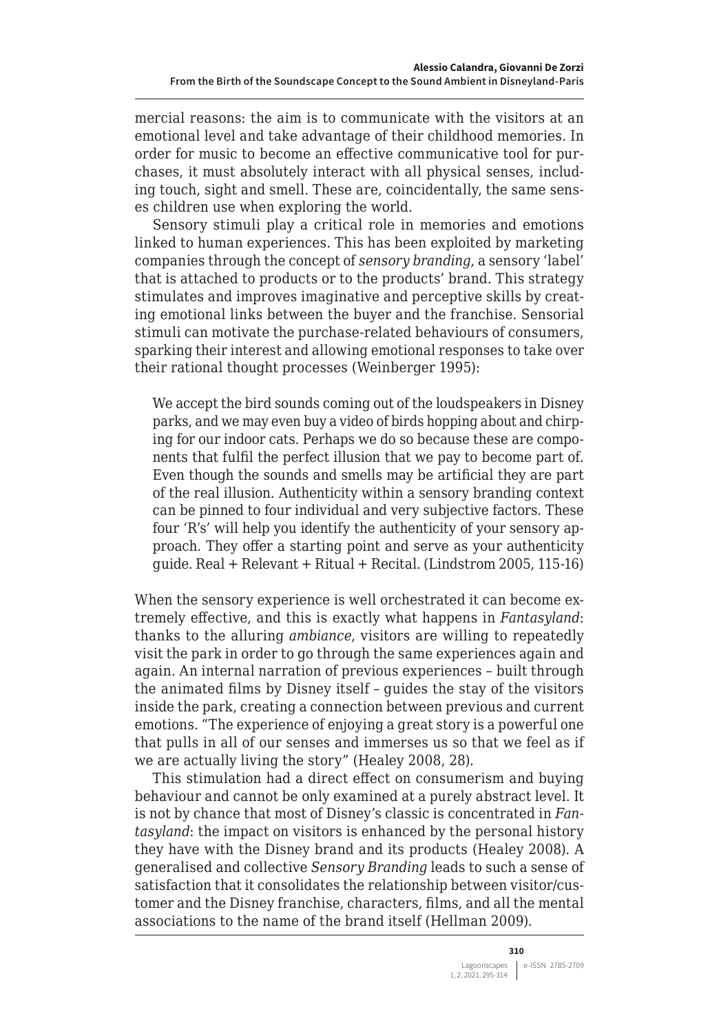mercial reasons: the aim is to communicate with the visitors at an emotional level and take advantage of their childhood memories. In order for music to become an effective communicative tool for purchases, it must absolutely interact with all physical senses, including touch, sight and smell. These are, coincidentally, the same senses children use when exploring the world.

Sensory stimuli play a critical role in memories and emotions linked to human experiences. This has been exploited by marketing companies through the concept of *sensory branding*, a sensory 'label' that is attached to products or to the products' brand. This strategy stimulates and improves imaginative and perceptive skills by creating emotional links between the buyer and the franchise. Sensorial stimuli can motivate the purchase-related behaviours of consumers, sparking their interest and allowing emotional responses to take over their rational thought processes (Weinberger 1995):

> We accept the bird sounds coming out of the loudspeakers in Disney parks, and we may even buy a video of birds hopping about and chirping for our indoor cats. Perhaps we do so because these are components that fulfil the perfect illusion that we pay to become part of. Even though the sounds and smells may be artificial they are part of the real illusion. Authenticity within a sensory branding context can be pinned to four individual and very subjective factors. These four 'R's' will help you identify the authenticity of your sensory approach. They offer a starting point and serve as your authenticity guide. Real + Relevant + Ritual + Recital. (Lindstrom 2005, 115-16)

When the sensory experience is well orchestrated it can become extremely effective, and this is exactly what happens in *Fantasyland*: thanks to the alluring *ambiance*, visitors are willing to repeatedly visit the park in order to go through the same experiences again and again. An internal narration of previous experiences – built through the animated films by Disney itself – guides the stay of the visitors inside the park, creating a connection between previous and current emotions. "The experience of enjoying a great story is a powerful one that pulls in all of our senses and immerses us so that we feel as if we are actually living the story" (Healey 2008, 28).

This stimulation had a direct effect on consumerism and buying behaviour and cannot be only examined at a purely abstract level. It is not by chance that most of Disney's classic is concentrated in *Fantasyland*: the impact on visitors is enhanced by the personal history they have with the Disney brand and its products (Healey 2008). A generalised and collective *Sensory Branding* leads to such a sense of satisfaction that it consolidates the relationship between visitor/customer and the Disney franchise, characters, films, and all the mental associations to the name of the brand itself (Hellman 2009).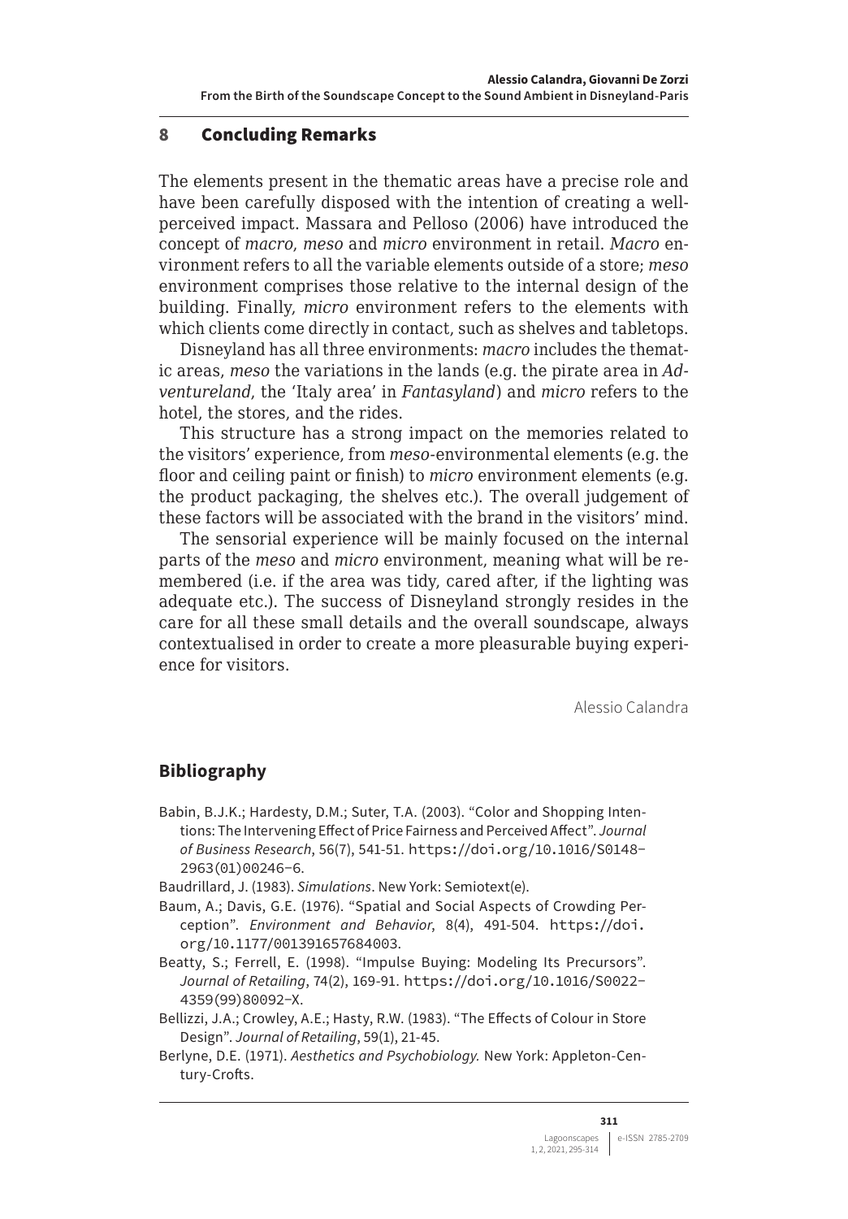## 8 Concluding Remarks

The elements present in the thematic areas have a precise role and have been carefully disposed with the intention of creating a well-perceived impact. Massara and Pelloso (2006) have introduced the concept of *macro*, *meso* and *micro* environment in retail. *Macro* environment refers to all the variable elements outside of a store; *meso* environment comprises those relative to the internal design of the building. Finally, *micro* environment refers to the elements with which clients come directly in contact, such as shelves and tabletops.

Disneyland has all three environments: *macro* includes the thematic areas, *meso* the variations in the lands (e.g. the pirate area in *Adventureland*, the 'Italy area' in *Fantasyland*) and *micro* refers to the hotel, the stores, and the rides.

This structure has a strong impact on the memories related to the visitors' experience, from *meso*-environmental elements (e.g. the floor and ceiling paint or finish) to *micro* environment elements (e.g. the product packaging, the shelves etc.). The overall judgement of these factors will be associated with the brand in the visitors' mind.

The sensorial experience will be mainly focused on the internal parts of the *meso* and *micro* environment, meaning what will be remembered (i.e. if the area was tidy, cared after, if the lighting was adequate etc.). The success of Disneyland strongly resides in the care for all these small details and the overall soundscape, always contextualised in order to create a more pleasurable buying experience for visitors.

Alessio Calandra

## Bibliography

Babin, B.J.K.; Hardesty, D.M.; Suter, T.A. (2003). "Color and Shopping Intentions: The Intervening Effect of Price Fairness and Perceived Affect". *Journal of Business Research*, 56(7), 541-51. https://doi.org/10.1016/S0148-2963(01)00246-6.

Baudrillard, J. (1983). *Simulations*. New York: Semiotext(e).

Baum, A.; Davis, G.E. (1976). "Spatial and Social Aspects of Crowding Perception". *Environment and Behavior*, 8(4), 491-504. https://doi.org/10.1177/001391657684003.

Beatty, S.; Ferrell, E. (1998). "Impulse Buying: Modeling Its Precursors". *Journal of Retailing*, 74(2), 169-91. https://doi.org/10.1016/S0022-4359(99)80092-X.

Bellizzi, J.A.; Crowley, A.E.; Hasty, R.W. (1983). "The Effects of Colour in Store Design". *Journal of Retailing*, 59(1), 21-45.

Berlyne, D.E. (1971). *Aesthetics and Psychobiology.* New York: Appleton-Century-Crofts.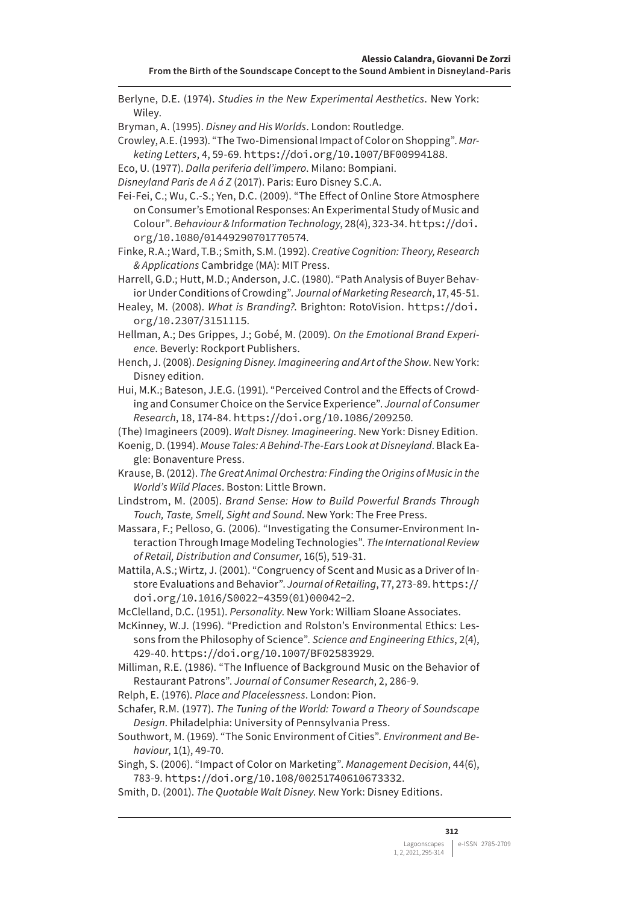Berlyne, D.E. (1974). *Studies in the New Experimental Aesthetics*. New York: Wiley.

Bryman, A. (1995). *Disney and His Worlds*. London: Routledge.

Crowley, A.E. (1993). "The Two-Dimensional Impact of Color on Shopping". *Marketing Letters*, 4, 59-69. https://doi.org/10.1007/BF00994188.

Eco, U. (1977). *Dalla periferia dell'impero*. Milano: Bompiani.

*Disneyland Paris de A á Z* (2017). Paris: Euro Disney S.C.A.

Fei-Fei, C.; Wu, C.-S.; Yen, D.C. (2009). "The Effect of Online Store Atmosphere on Consumer's Emotional Responses: An Experimental Study of Music and Colour". *Behaviour & Information Technology*, 28(4), 323-34. https://doi.org/10.1080/01449290701770574.

Finke, R.A.; Ward, T.B.; Smith, S.M. (1992). *Creative Cognition: Theory, Research & Applications* Cambridge (MA): MIT Press.

Harrell, G.D.; Hutt, M.D.; Anderson, J.C. (1980). "Path Analysis of Buyer Behavior Under Conditions of Crowding". *Journal of Marketing Research*, 17, 45-51.

Healey, M. (2008). *What is Branding?*. Brighton: RotoVision. https://doi.org/10.2307/3151115.

Hellman, A.; Des Grippes, J.; Gobé, M. (2009). *On the Emotional Brand Experience*. Beverly: Rockport Publishers.

Hench, J. (2008). *Designing Disney. Imagineering and Art of the Show*. New York: Disney edition.

Hui, M.K.; Bateson, J.E.G. (1991). "Perceived Control and the Effects of Crowding and Consumer Choice on the Service Experience". *Journal of Consumer Research*, 18, 174-84. https://doi.org/10.1086/209250.

(The) Imagineers (2009). *Walt Disney. Imagineering*. New York: Disney Edition.

Koenig, D. (1994). *Mouse Tales: A Behind-The-Ears Look at Disneyland*. Black Eagle: Bonaventure Press.

Krause, B. (2012). *The Great Animal Orchestra: Finding the Origins of Music in the World's Wild Places*. Boston: Little Brown.

Lindstrom, M. (2005). *Brand Sense: How to Build Powerful Brands Through Touch, Taste, Smell, Sight and Sound*. New York: The Free Press.

Massara, F.; Pelloso, G. (2006). "Investigating the Consumer-Environment Interaction Through Image Modeling Technologies". *The International Review of Retail, Distribution and Consumer*, 16(5), 519-31.

Mattila, A.S.; Wirtz, J. (2001). "Congruency of Scent and Music as a Driver of Instore Evaluations and Behavior". *Journal of Retailing*, 77, 273-89. https://doi.org/10.1016/S0022-4359(01)00042-2.

McClelland, D.C. (1951). *Personality*. New York: William Sloane Associates.

McKinney, W.J. (1996). "Prediction and Rolston's Environmental Ethics: Lessons from the Philosophy of Science". *Science and Engineering Ethics*, 2(4), 429-40. https://doi.org/10.1007/BF02583929.

Milliman, R.E. (1986). "The Influence of Background Music on the Behavior of Restaurant Patrons". *Journal of Consumer Research*, 2, 286-9.

Relph, E. (1976). *Place and Placelessness*. London: Pion.

Schafer, R.M. (1977). *The Tuning of the World: Toward a Theory of Soundscape Design*. Philadelphia: University of Pennsylvania Press.

Southwort, M. (1969). "The Sonic Environment of Cities". *Environment and Behaviour*, 1(1), 49-70.

Singh, S. (2006). "Impact of Color on Marketing". *Management Decision*, 44(6), 783-9. https://doi.org/10.108/00251740610673332.

Smith, D. (2001). *The Quotable Walt Disney*. New York: Disney Editions.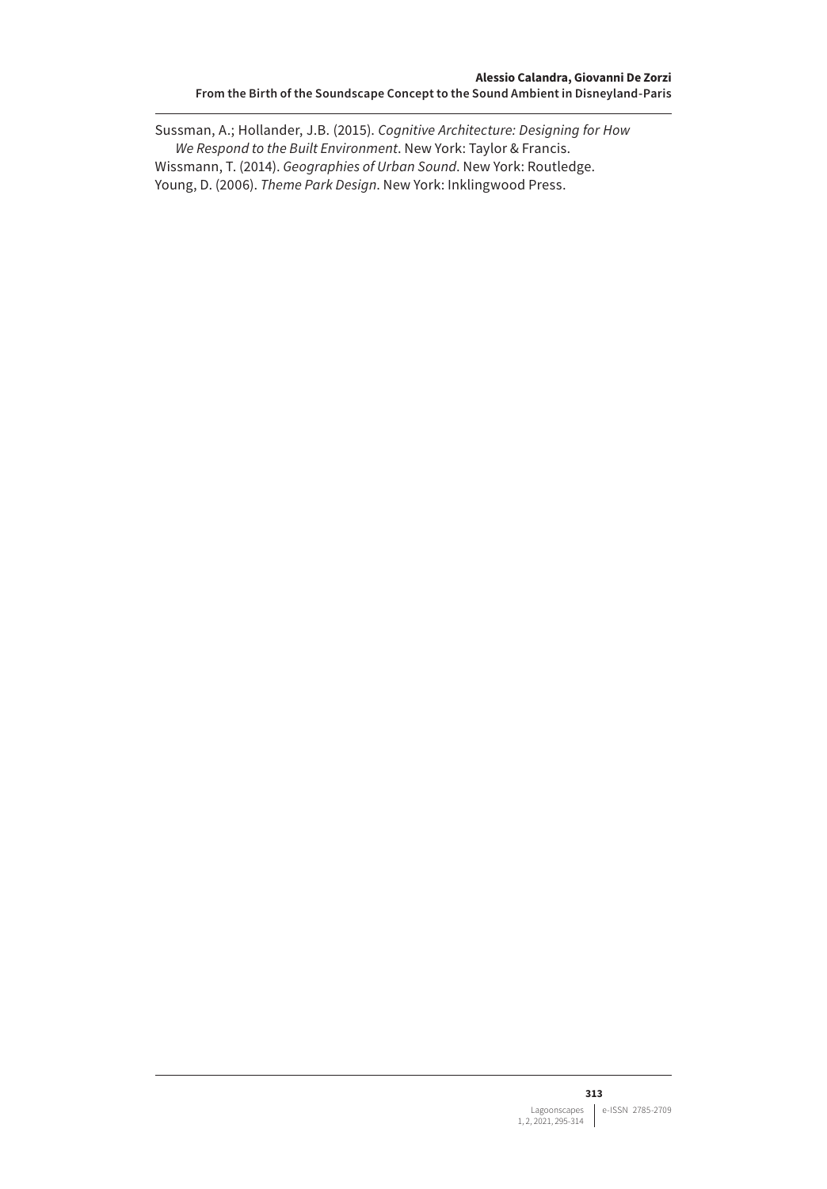Sussman, A.; Hollander, J.B. (2015). *Cognitive Architecture: Designing for How We Respond to the Built Environment*. New York: Taylor & Francis.

Wissmann, T. (2014). *Geographies of Urban Sound*. New York: Routledge.

Young, D. (2006). *Theme Park Design*. New York: Inklingwood Press.